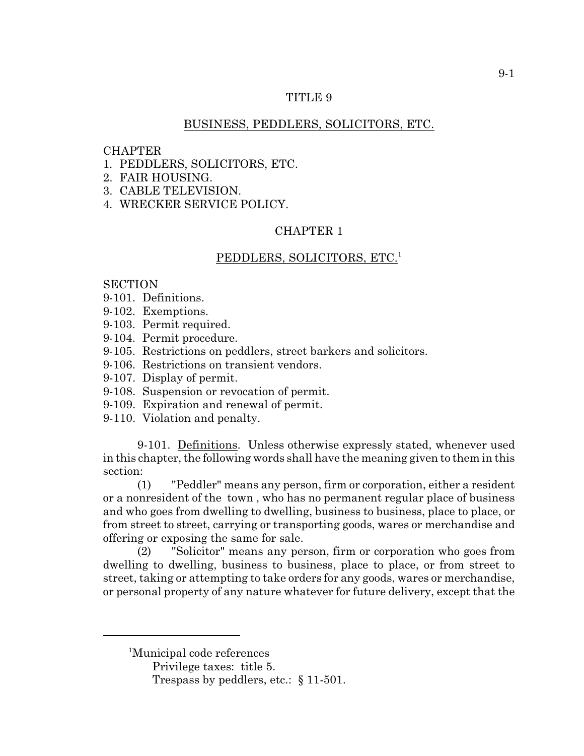# TITLE 9

## BUSINESS, PEDDLERS, SOLICITORS, ETC.

CHAPTER
1. PEDDLERS, SOLICITORS, ETC.
2. FAIR HOUSING.
3. CABLE TELEVISION.
4. WRECKER SERVICE POLICY.

## CHAPTER 1

### PEDDLERS, SOLICITORS, ETC.[1]

SECTION
9-101. Definitions.
9-102. Exemptions.
9-103. Permit required.
9-104. Permit procedure.
9-105. Restrictions on peddlers, street barkers and solicitors.
9-106. Restrictions on transient vendors.
9-107. Display of permit.
9-108. Suspension or revocation of permit.
9-109. Expiration and renewal of permit.
9-110. Violation and penalty.

9-101. Definitions. Unless otherwise expressly stated, whenever used in this chapter, the following words shall have the meaning given to them in this section:

(1) "Peddler" means any person, firm or corporation, either a resident or a nonresident of the town , who has no permanent regular place of business and who goes from dwelling to dwelling, business to business, place to place, or from street to street, carrying or transporting goods, wares or merchandise and offering or exposing the same for sale.

(2) "Solicitor" means any person, firm or corporation who goes from dwelling to dwelling, business to business, place to place, or from street to street, taking or attempting to take orders for any goods, wares or merchandise, or personal property of any nature whatever for future delivery, except that the

---

[1]Municipal code references
Privilege taxes: title 5.
Trespass by peddlers, etc.: § 11-501.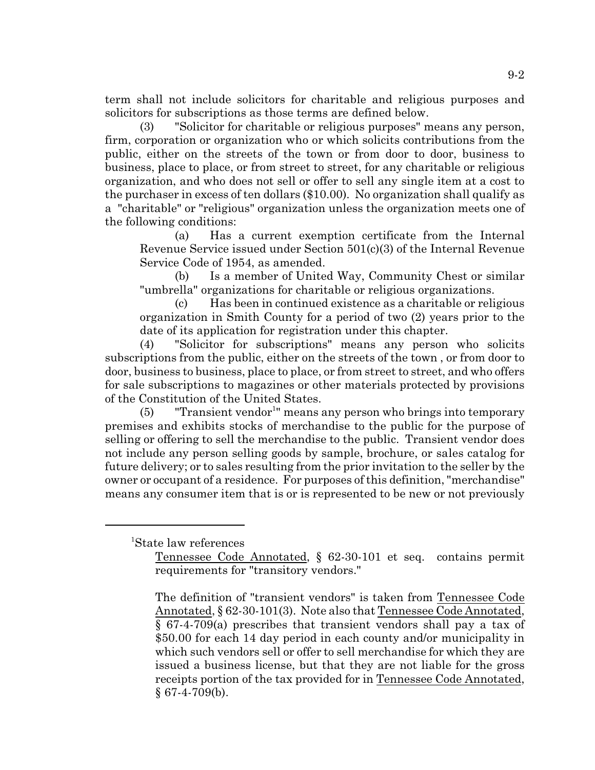term shall not include solicitors for charitable and religious purposes and solicitors for subscriptions as those terms are defined below.

(3) "Solicitor for charitable or religious purposes" means any person, firm, corporation or organization who or which solicits contributions from the public, either on the streets of the town or from door to door, business to business, place to place, or from street to street, for any charitable or religious organization, and who does not sell or offer to sell any single item at a cost to the purchaser in excess of ten dollars ($10.00). No organization shall qualify as a "charitable" or "religious" organization unless the organization meets one of the following conditions:

(a) Has a current exemption certificate from the Internal Revenue Service issued under Section 501(c)(3) of the Internal Revenue Service Code of 1954, as amended.

(b) Is a member of United Way, Community Chest or similar "umbrella" organizations for charitable or religious organizations.

(c) Has been in continued existence as a charitable or religious organization in Smith County for a period of two (2) years prior to the date of its application for registration under this chapter.

(4) "Solicitor for subscriptions" means any person who solicits subscriptions from the public, either on the streets of the town , or from door to door, business to business, place to place, or from street to street, and who offers for sale subscriptions to magazines or other materials protected by provisions of the Constitution of the United States.

(5) "Transient vendor[1]" means any person who brings into temporary premises and exhibits stocks of merchandise to the public for the purpose of selling or offering to sell the merchandise to the public. Transient vendor does not include any person selling goods by sample, brochure, or sales catalog for future delivery; or to sales resulting from the prior invitation to the seller by the owner or occupant of a residence. For purposes of this definition, "merchandise" means any consumer item that is or is represented to be new or not previously

---

[1]State law references

Tennessee Code Annotated, § 62-30-101 et seq. contains permit requirements for "transitory vendors."

The definition of "transient vendors" is taken from Tennessee Code Annotated, § 62-30-101(3). Note also that Tennessee Code Annotated, § 67-4-709(a) prescribes that transient vendors shall pay a tax of $50.00 for each 14 day period in each county and/or municipality in which such vendors sell or offer to sell merchandise for which they are issued a business license, but that they are not liable for the gross receipts portion of the tax provided for in Tennessee Code Annotated, § 67-4-709(b).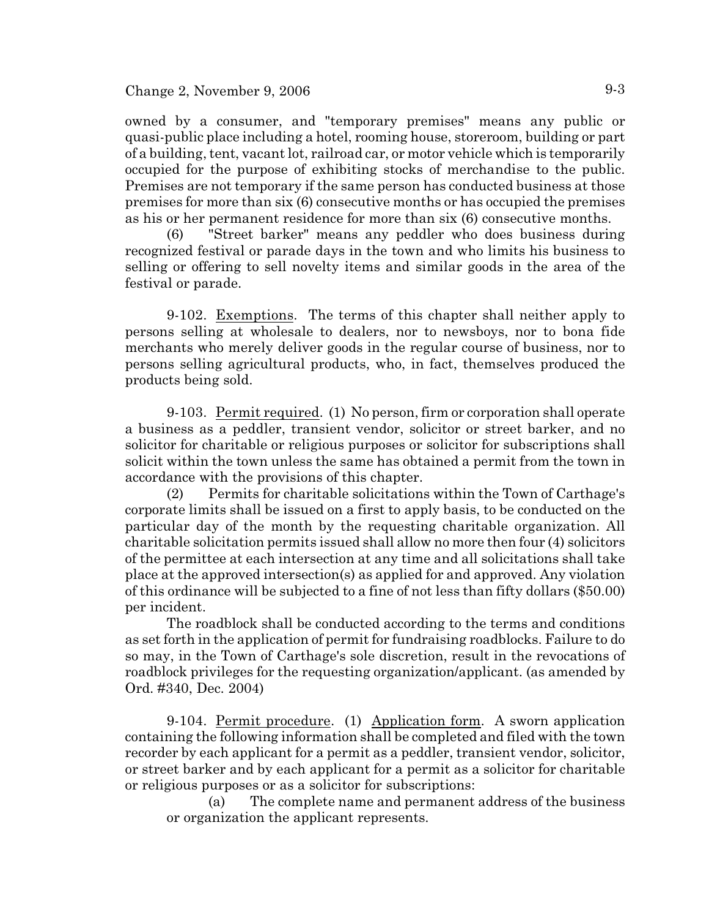owned by a consumer, and "temporary premises" means any public or quasi-public place including a hotel, rooming house, storeroom, building or part of a building, tent, vacant lot, railroad car, or motor vehicle which is temporarily occupied for the purpose of exhibiting stocks of merchandise to the public. Premises are not temporary if the same person has conducted business at those premises for more than six (6) consecutive months or has occupied the premises as his or her permanent residence for more than six (6) consecutive months.

(6) "Street barker" means any peddler who does business during recognized festival or parade days in the town and who limits his business to selling or offering to sell novelty items and similar goods in the area of the festival or parade.

9-102. Exemptions. The terms of this chapter shall neither apply to persons selling at wholesale to dealers, nor to newsboys, nor to bona fide merchants who merely deliver goods in the regular course of business, nor to persons selling agricultural products, who, in fact, themselves produced the products being sold.

9-103. Permit required. (1) No person, firm or corporation shall operate a business as a peddler, transient vendor, solicitor or street barker, and no solicitor for charitable or religious purposes or solicitor for subscriptions shall solicit within the town unless the same has obtained a permit from the town in accordance with the provisions of this chapter.

(2) Permits for charitable solicitations within the Town of Carthage's corporate limits shall be issued on a first to apply basis, to be conducted on the particular day of the month by the requesting charitable organization. All charitable solicitation permits issued shall allow no more then four (4) solicitors of the permittee at each intersection at any time and all solicitations shall take place at the approved intersection(s) as applied for and approved. Any violation of this ordinance will be subjected to a fine of not less than fifty dollars ($50.00) per incident.

The roadblock shall be conducted according to the terms and conditions as set forth in the application of permit for fundraising roadblocks. Failure to do so may, in the Town of Carthage's sole discretion, result in the revocations of roadblock privileges for the requesting organization/applicant. (as amended by Ord. #340, Dec. 2004)

9-104. Permit procedure. (1) Application form. A sworn application containing the following information shall be completed and filed with the town recorder by each applicant for a permit as a peddler, transient vendor, solicitor, or street barker and by each applicant for a permit as a solicitor for charitable or religious purposes or as a solicitor for subscriptions:

(a) The complete name and permanent address of the business or organization the applicant represents.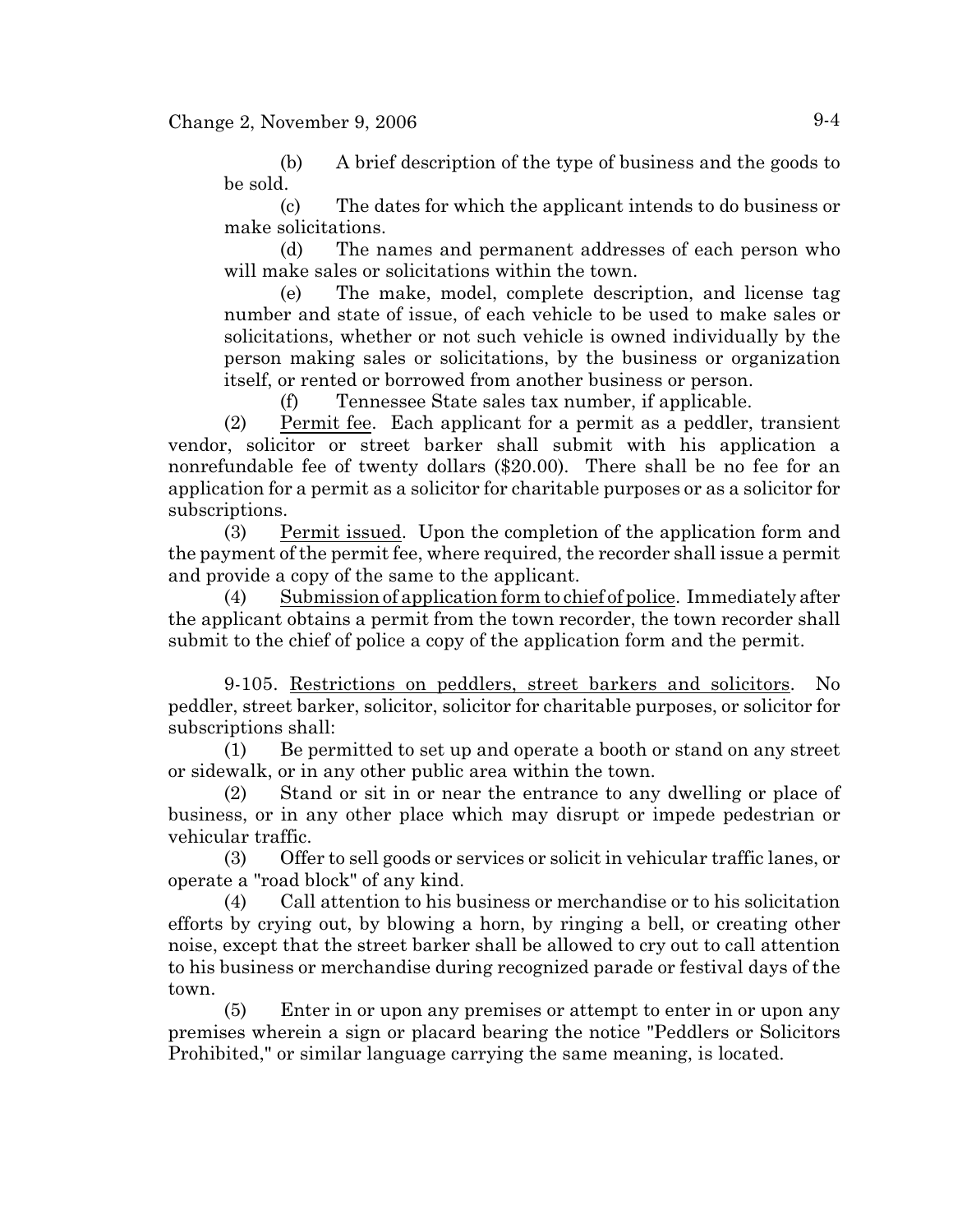(b) A brief description of the type of business and the goods to be sold.

(c) The dates for which the applicant intends to do business or make solicitations.

(d) The names and permanent addresses of each person who will make sales or solicitations within the town.

(e) The make, model, complete description, and license tag number and state of issue, of each vehicle to be used to make sales or solicitations, whether or not such vehicle is owned individually by the person making sales or solicitations, by the business or organization itself, or rented or borrowed from another business or person.

(f) Tennessee State sales tax number, if applicable.

(2) Permit fee. Each applicant for a permit as a peddler, transient vendor, solicitor or street barker shall submit with his application a nonrefundable fee of twenty dollars ($20.00). There shall be no fee for an application for a permit as a solicitor for charitable purposes or as a solicitor for subscriptions.

(3) Permit issued. Upon the completion of the application form and the payment of the permit fee, where required, the recorder shall issue a permit and provide a copy of the same to the applicant.

(4) Submission of application form to chief of police. Immediately after the applicant obtains a permit from the town recorder, the town recorder shall submit to the chief of police a copy of the application form and the permit.

9-105. Restrictions on peddlers, street barkers and solicitors. No peddler, street barker, solicitor, solicitor for charitable purposes, or solicitor for subscriptions shall:

(1) Be permitted to set up and operate a booth or stand on any street or sidewalk, or in any other public area within the town.

(2) Stand or sit in or near the entrance to any dwelling or place of business, or in any other place which may disrupt or impede pedestrian or vehicular traffic.

(3) Offer to sell goods or services or solicit in vehicular traffic lanes, or operate a "road block" of any kind.

(4) Call attention to his business or merchandise or to his solicitation efforts by crying out, by blowing a horn, by ringing a bell, or creating other noise, except that the street barker shall be allowed to cry out to call attention to his business or merchandise during recognized parade or festival days of the town.

(5) Enter in or upon any premises or attempt to enter in or upon any premises wherein a sign or placard bearing the notice "Peddlers or Solicitors Prohibited," or similar language carrying the same meaning, is located.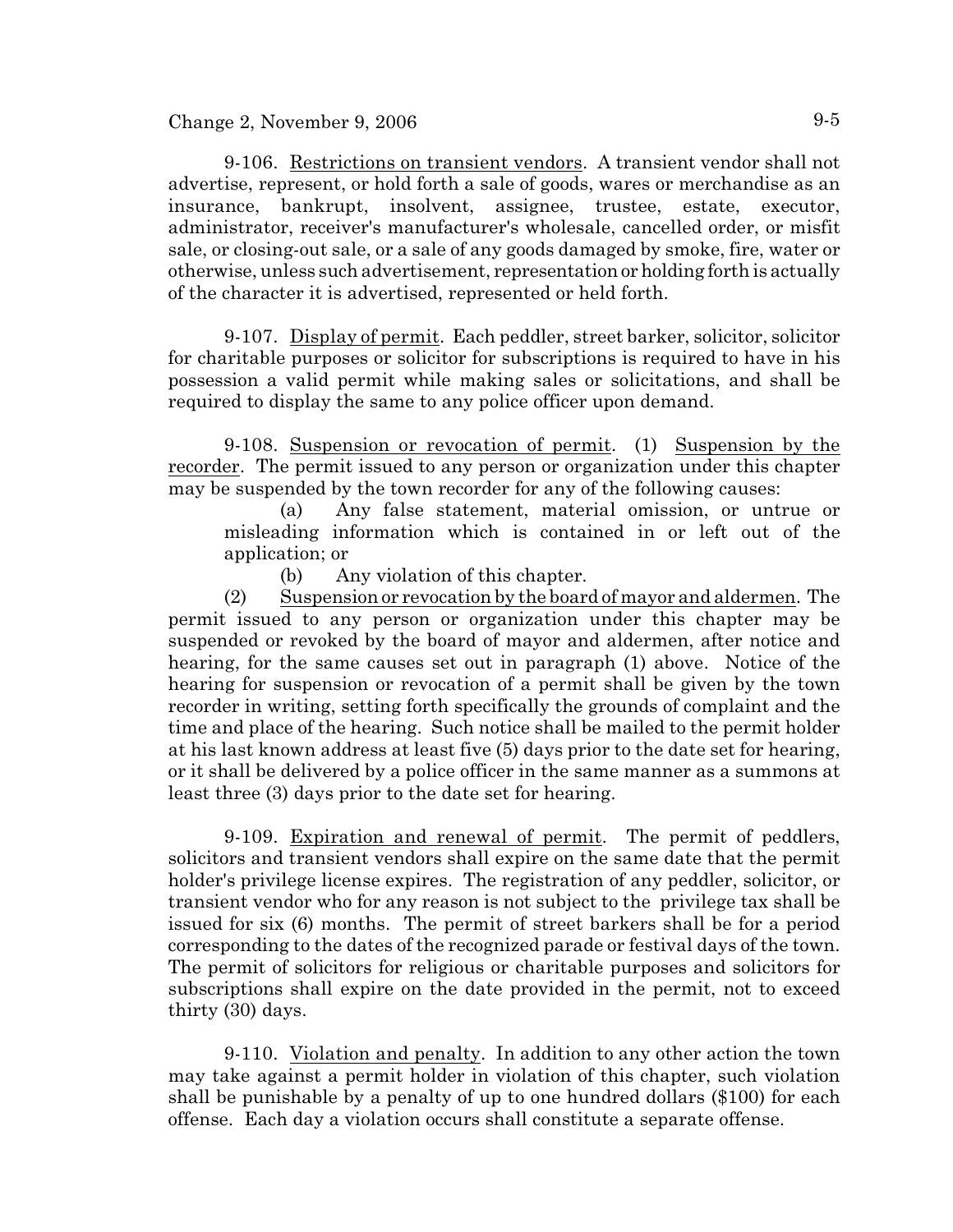9-106. Restrictions on transient vendors. A transient vendor shall not advertise, represent, or hold forth a sale of goods, wares or merchandise as an insurance, bankrupt, insolvent, assignee, trustee, estate, executor, administrator, receiver's manufacturer's wholesale, cancelled order, or misfit sale, or closing-out sale, or a sale of any goods damaged by smoke, fire, water or otherwise, unless such advertisement, representation or holding forth is actually of the character it is advertised, represented or held forth.

9-107. Display of permit. Each peddler, street barker, solicitor, solicitor for charitable purposes or solicitor for subscriptions is required to have in his possession a valid permit while making sales or solicitations, and shall be required to display the same to any police officer upon demand.

9-108. Suspension or revocation of permit. (1) Suspension by the recorder. The permit issued to any person or organization under this chapter may be suspended by the town recorder for any of the following causes:

(a) Any false statement, material omission, or untrue or misleading information which is contained in or left out of the application; or

(b) Any violation of this chapter.

(2) Suspension or revocation by the board of mayor and aldermen. The permit issued to any person or organization under this chapter may be suspended or revoked by the board of mayor and aldermen, after notice and hearing, for the same causes set out in paragraph (1) above. Notice of the hearing for suspension or revocation of a permit shall be given by the town recorder in writing, setting forth specifically the grounds of complaint and the time and place of the hearing. Such notice shall be mailed to the permit holder at his last known address at least five (5) days prior to the date set for hearing, or it shall be delivered by a police officer in the same manner as a summons at least three (3) days prior to the date set for hearing.

9-109. Expiration and renewal of permit. The permit of peddlers, solicitors and transient vendors shall expire on the same date that the permit holder's privilege license expires. The registration of any peddler, solicitor, or transient vendor who for any reason is not subject to the privilege tax shall be issued for six (6) months. The permit of street barkers shall be for a period corresponding to the dates of the recognized parade or festival days of the town. The permit of solicitors for religious or charitable purposes and solicitors for subscriptions shall expire on the date provided in the permit, not to exceed thirty (30) days.

9-110. Violation and penalty. In addition to any other action the town may take against a permit holder in violation of this chapter, such violation shall be punishable by a penalty of up to one hundred dollars ($100) for each offense. Each day a violation occurs shall constitute a separate offense.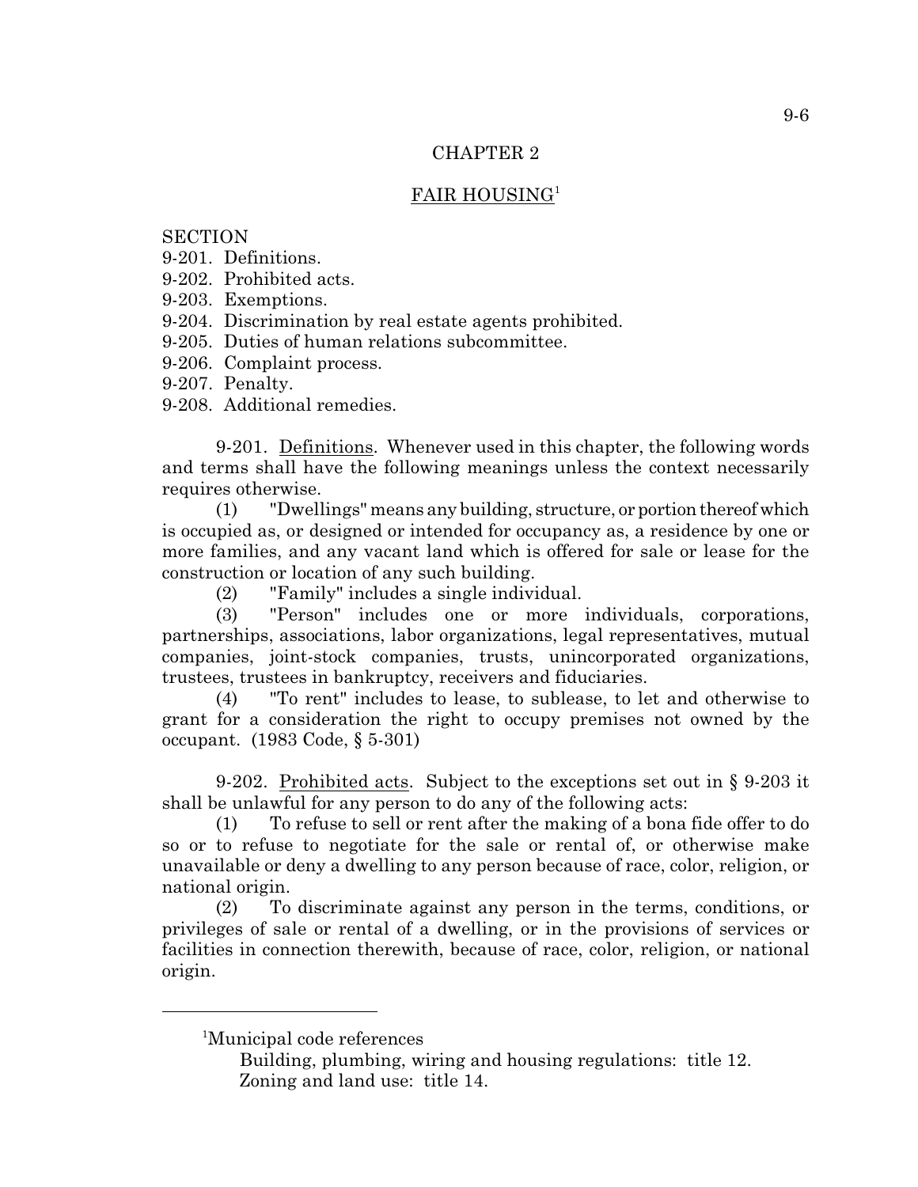## CHAPTER 2

## FAIR HOUSING[1]

SECTION
9-201. Definitions.
9-202. Prohibited acts.
9-203. Exemptions.
9-204. Discrimination by real estate agents prohibited.
9-205. Duties of human relations subcommittee.
9-206. Complaint process.
9-207. Penalty.
9-208. Additional remedies.

9-201. Definitions. Whenever used in this chapter, the following words and terms shall have the following meanings unless the context necessarily requires otherwise.

(1) "Dwellings" means any building, structure, or portion thereof which is occupied as, or designed or intended for occupancy as, a residence by one or more families, and any vacant land which is offered for sale or lease for the construction or location of any such building.

(2) "Family" includes a single individual.

(3) "Person" includes one or more individuals, corporations, partnerships, associations, labor organizations, legal representatives, mutual companies, joint-stock companies, trusts, unincorporated organizations, trustees, trustees in bankruptcy, receivers and fiduciaries.

(4) "To rent" includes to lease, to sublease, to let and otherwise to grant for a consideration the right to occupy premises not owned by the occupant. (1983 Code, § 5-301)

9-202. Prohibited acts. Subject to the exceptions set out in § 9-203 it shall be unlawful for any person to do any of the following acts:

(1) To refuse to sell or rent after the making of a bona fide offer to do so or to refuse to negotiate for the sale or rental of, or otherwise make unavailable or deny a dwelling to any person because of race, color, religion, or national origin.

(2) To discriminate against any person in the terms, conditions, or privileges of sale or rental of a dwelling, or in the provisions of services or facilities in connection therewith, because of race, color, religion, or national origin.

---

[1]Municipal code references
Building, plumbing, wiring and housing regulations: title 12.
Zoning and land use: title 14.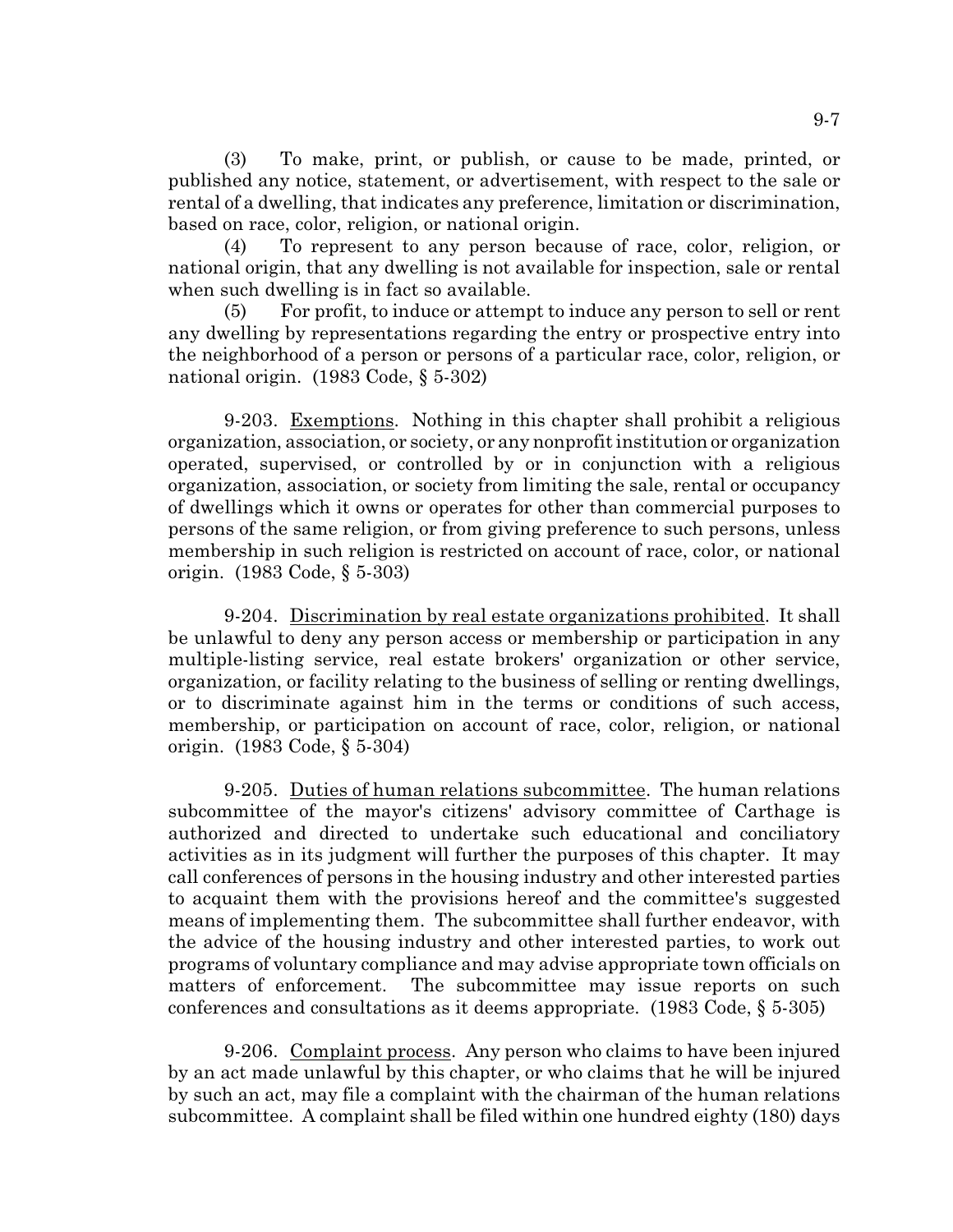(3) To make, print, or publish, or cause to be made, printed, or published any notice, statement, or advertisement, with respect to the sale or rental of a dwelling, that indicates any preference, limitation or discrimination, based on race, color, religion, or national origin.

(4) To represent to any person because of race, color, religion, or national origin, that any dwelling is not available for inspection, sale or rental when such dwelling is in fact so available.

(5) For profit, to induce or attempt to induce any person to sell or rent any dwelling by representations regarding the entry or prospective entry into the neighborhood of a person or persons of a particular race, color, religion, or national origin. (1983 Code, § 5-302)

9-203. Exemptions. Nothing in this chapter shall prohibit a religious organization, association, or society, or any nonprofit institution or organization operated, supervised, or controlled by or in conjunction with a religious organization, association, or society from limiting the sale, rental or occupancy of dwellings which it owns or operates for other than commercial purposes to persons of the same religion, or from giving preference to such persons, unless membership in such religion is restricted on account of race, color, or national origin. (1983 Code, § 5-303)

9-204. Discrimination by real estate organizations prohibited. It shall be unlawful to deny any person access or membership or participation in any multiple-listing service, real estate brokers' organization or other service, organization, or facility relating to the business of selling or renting dwellings, or to discriminate against him in the terms or conditions of such access, membership, or participation on account of race, color, religion, or national origin. (1983 Code, § 5-304)

9-205. Duties of human relations subcommittee. The human relations subcommittee of the mayor's citizens' advisory committee of Carthage is authorized and directed to undertake such educational and conciliatory activities as in its judgment will further the purposes of this chapter. It may call conferences of persons in the housing industry and other interested parties to acquaint them with the provisions hereof and the committee's suggested means of implementing them. The subcommittee shall further endeavor, with the advice of the housing industry and other interested parties, to work out programs of voluntary compliance and may advise appropriate town officials on matters of enforcement. The subcommittee may issue reports on such conferences and consultations as it deems appropriate. (1983 Code, § 5-305)

9-206. Complaint process. Any person who claims to have been injured by an act made unlawful by this chapter, or who claims that he will be injured by such an act, may file a complaint with the chairman of the human relations subcommittee. A complaint shall be filed within one hundred eighty (180) days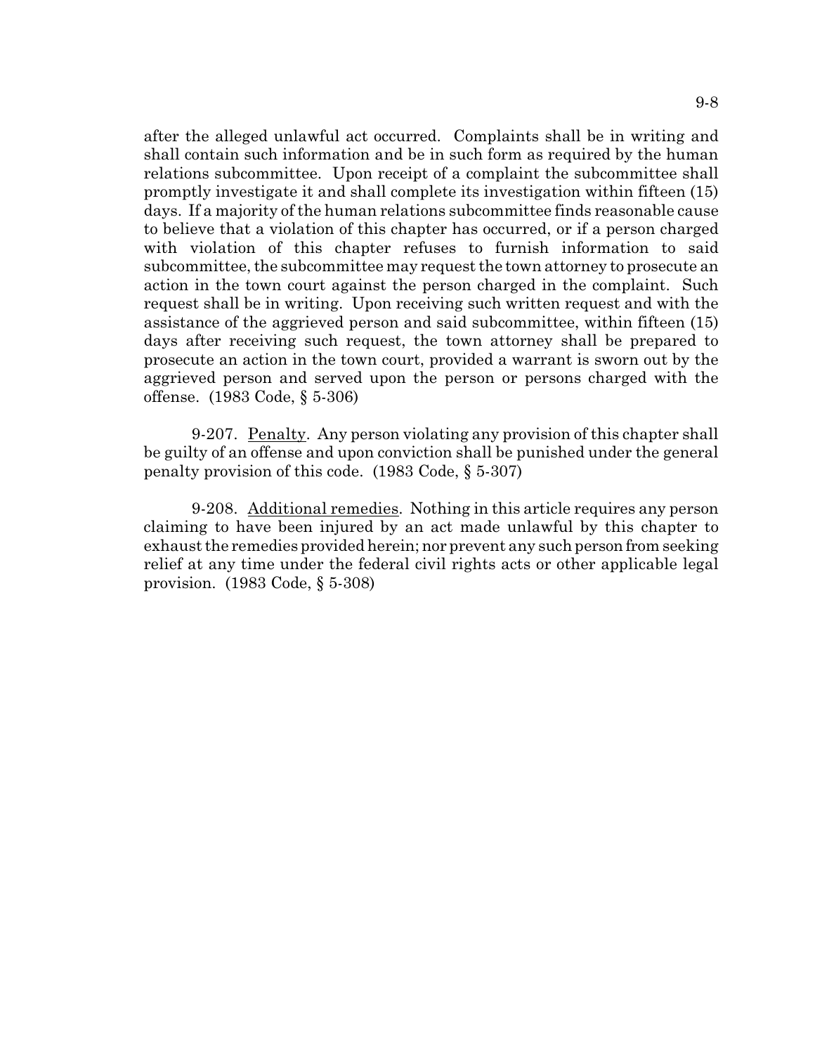after the alleged unlawful act occurred. Complaints shall be in writing and shall contain such information and be in such form as required by the human relations subcommittee. Upon receipt of a complaint the subcommittee shall promptly investigate it and shall complete its investigation within fifteen (15) days. If a majority of the human relations subcommittee finds reasonable cause to believe that a violation of this chapter has occurred, or if a person charged with violation of this chapter refuses to furnish information to said subcommittee, the subcommittee may request the town attorney to prosecute an action in the town court against the person charged in the complaint. Such request shall be in writing. Upon receiving such written request and with the assistance of the aggrieved person and said subcommittee, within fifteen (15) days after receiving such request, the town attorney shall be prepared to prosecute an action in the town court, provided a warrant is sworn out by the aggrieved person and served upon the person or persons charged with the offense. (1983 Code, § 5-306)

9-207. Penalty. Any person violating any provision of this chapter shall be guilty of an offense and upon conviction shall be punished under the general penalty provision of this code. (1983 Code, § 5-307)

9-208. Additional remedies. Nothing in this article requires any person claiming to have been injured by an act made unlawful by this chapter to exhaust the remedies provided herein; nor prevent any such person from seeking relief at any time under the federal civil rights acts or other applicable legal provision. (1983 Code, § 5-308)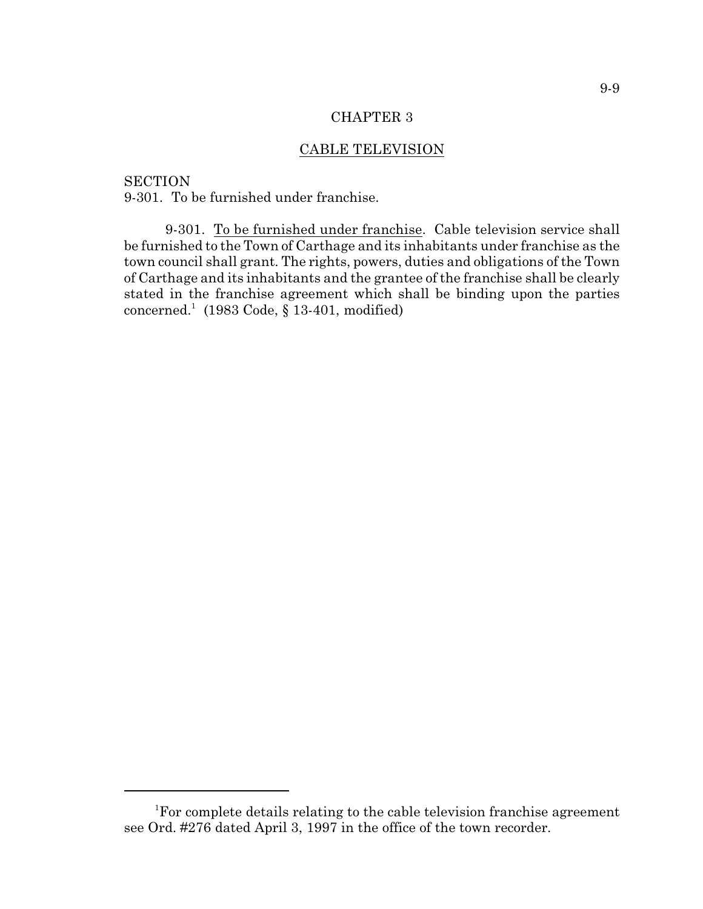# CHAPTER 3

## CABLE TELEVISION

SECTION
9-301. To be furnished under franchise.

9-301. To be furnished under franchise. Cable television service shall be furnished to the Town of Carthage and its inhabitants under franchise as the town council shall grant. The rights, powers, duties and obligations of the Town of Carthage and its inhabitants and the grantee of the franchise shall be clearly stated in the franchise agreement which shall be binding upon the parties concerned.[1] (1983 Code, § 13-401, modified)

---

[1]For complete details relating to the cable television franchise agreement see Ord. #276 dated April 3, 1997 in the office of the town recorder.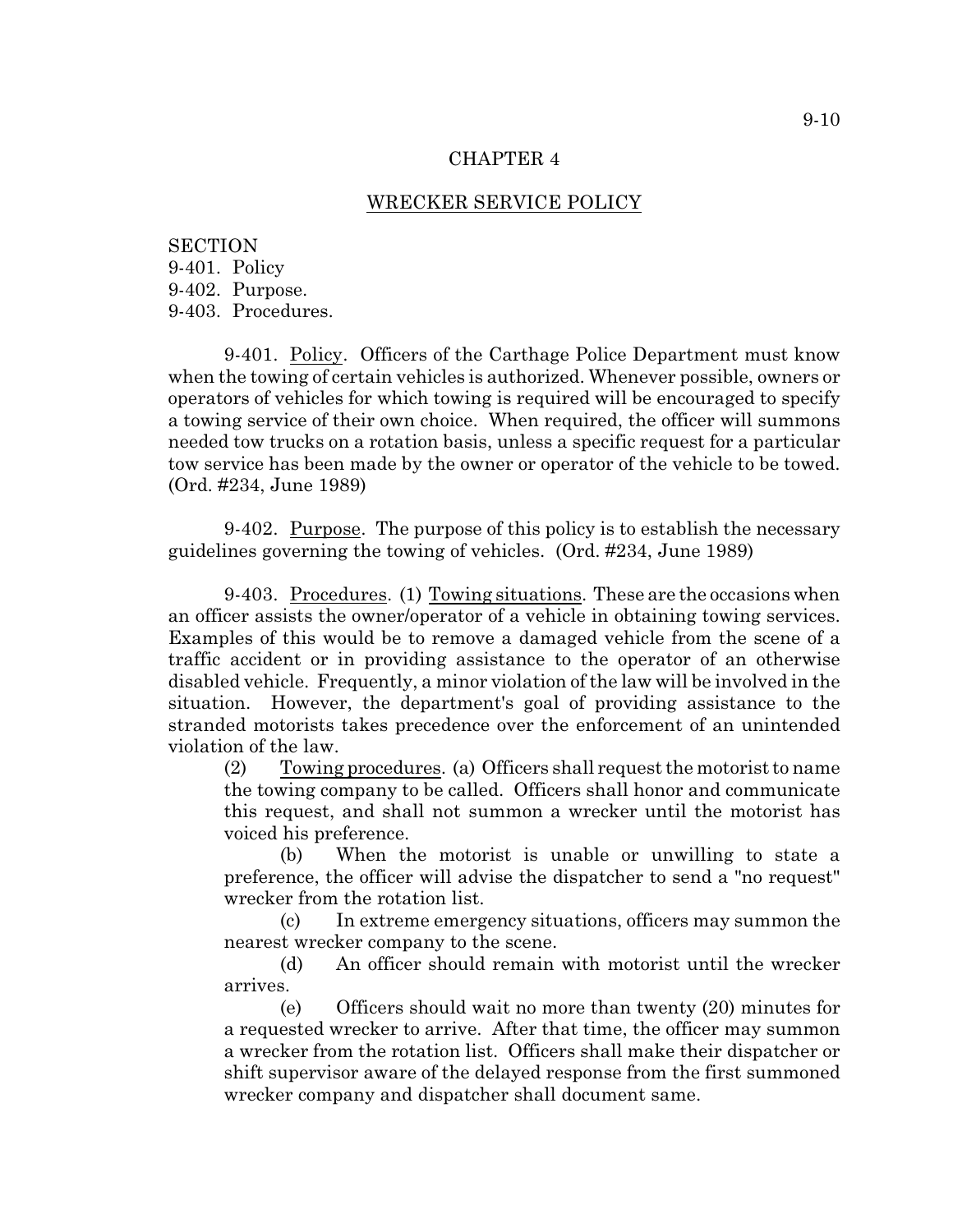# CHAPTER 4

## WRECKER SERVICE POLICY

SECTION
9-401. Policy
9-402. Purpose.
9-403. Procedures.

9-401. Policy. Officers of the Carthage Police Department must know when the towing of certain vehicles is authorized. Whenever possible, owners or operators of vehicles for which towing is required will be encouraged to specify a towing service of their own choice. When required, the officer will summons needed tow trucks on a rotation basis, unless a specific request for a particular tow service has been made by the owner or operator of the vehicle to be towed. (Ord. #234, June 1989)

9-402. Purpose. The purpose of this policy is to establish the necessary guidelines governing the towing of vehicles. (Ord. #234, June 1989)

9-403. Procedures. (1) Towing situations. These are the occasions when an officer assists the owner/operator of a vehicle in obtaining towing services. Examples of this would be to remove a damaged vehicle from the scene of a traffic accident or in providing assistance to the operator of an otherwise disabled vehicle. Frequently, a minor violation of the law will be involved in the situation. However, the department's goal of providing assistance to the stranded motorists takes precedence over the enforcement of an unintended violation of the law.

(2) Towing procedures. (a) Officers shall request the motorist to name the towing company to be called. Officers shall honor and communicate this request, and shall not summon a wrecker until the motorist has voiced his preference.

(b) When the motorist is unable or unwilling to state a preference, the officer will advise the dispatcher to send a "no request" wrecker from the rotation list.

(c) In extreme emergency situations, officers may summon the nearest wrecker company to the scene.

(d) An officer should remain with motorist until the wrecker arrives.

(e) Officers should wait no more than twenty (20) minutes for a requested wrecker to arrive. After that time, the officer may summon a wrecker from the rotation list. Officers shall make their dispatcher or shift supervisor aware of the delayed response from the first summoned wrecker company and dispatcher shall document same.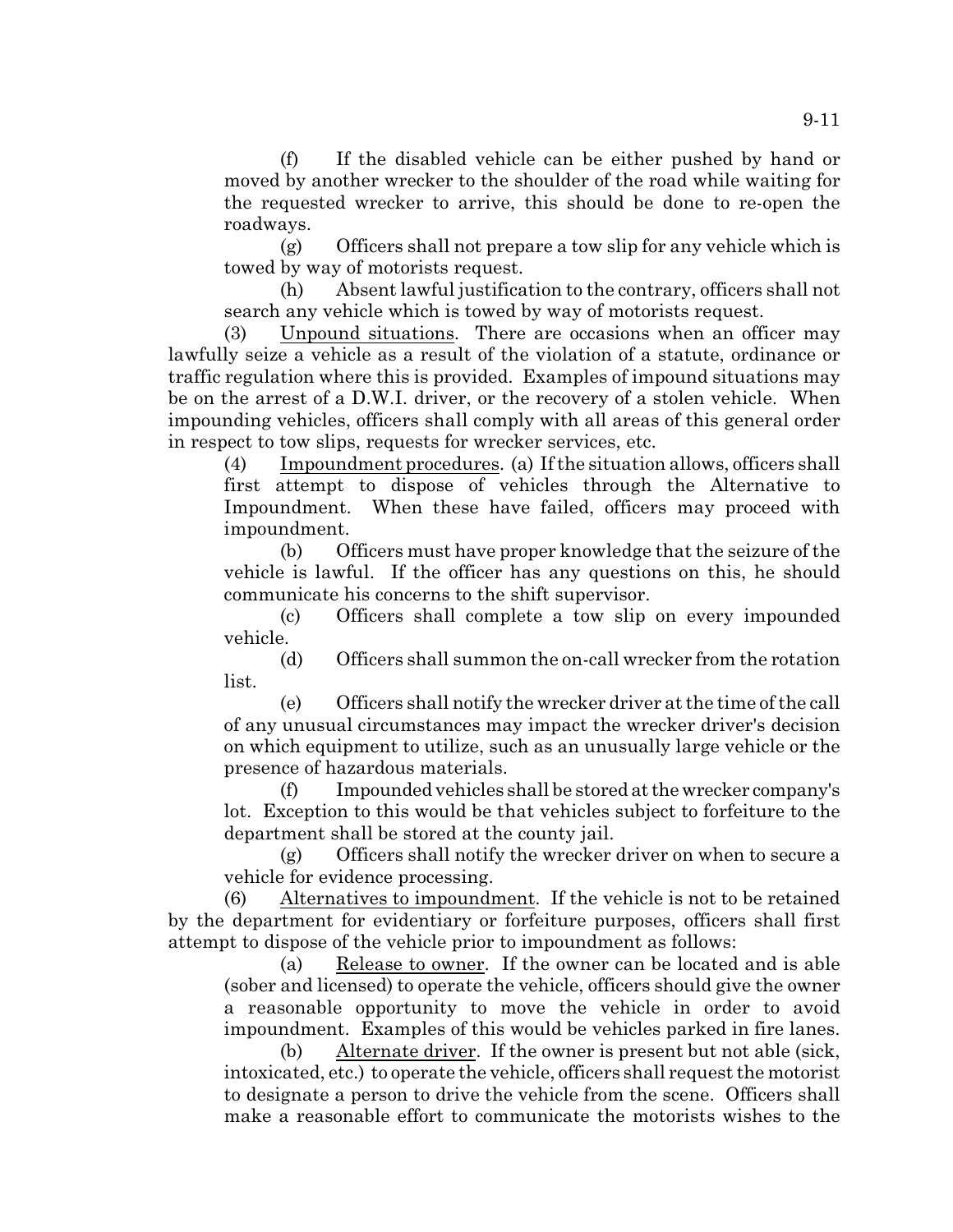(f) If the disabled vehicle can be either pushed by hand or moved by another wrecker to the shoulder of the road while waiting for the requested wrecker to arrive, this should be done to re-open the roadways.

(g) Officers shall not prepare a tow slip for any vehicle which is towed by way of motorists request.

(h) Absent lawful justification to the contrary, officers shall not search any vehicle which is towed by way of motorists request.

(3) Unpound situations. There are occasions when an officer may lawfully seize a vehicle as a result of the violation of a statute, ordinance or traffic regulation where this is provided. Examples of impound situations may be on the arrest of a D.W.I. driver, or the recovery of a stolen vehicle. When impounding vehicles, officers shall comply with all areas of this general order in respect to tow slips, requests for wrecker services, etc.

(4) Impoundment procedures. (a) If the situation allows, officers shall first attempt to dispose of vehicles through the Alternative to Impoundment. When these have failed, officers may proceed with impoundment.

(b) Officers must have proper knowledge that the seizure of the vehicle is lawful. If the officer has any questions on this, he should communicate his concerns to the shift supervisor.

(c) Officers shall complete a tow slip on every impounded vehicle.

(d) Officers shall summon the on-call wrecker from the rotation list.

(e) Officers shall notify the wrecker driver at the time of the call of any unusual circumstances may impact the wrecker driver's decision on which equipment to utilize, such as an unusually large vehicle or the presence of hazardous materials.

(f) Impounded vehicles shall be stored at the wrecker company's lot. Exception to this would be that vehicles subject to forfeiture to the department shall be stored at the county jail.

(g) Officers shall notify the wrecker driver on when to secure a vehicle for evidence processing.

(6) Alternatives to impoundment. If the vehicle is not to be retained by the department for evidentiary or forfeiture purposes, officers shall first attempt to dispose of the vehicle prior to impoundment as follows:

(a) Release to owner. If the owner can be located and is able (sober and licensed) to operate the vehicle, officers should give the owner a reasonable opportunity to move the vehicle in order to avoid impoundment. Examples of this would be vehicles parked in fire lanes.

(b) Alternate driver. If the owner is present but not able (sick, intoxicated, etc.) to operate the vehicle, officers shall request the motorist to designate a person to drive the vehicle from the scene. Officers shall make a reasonable effort to communicate the motorists wishes to the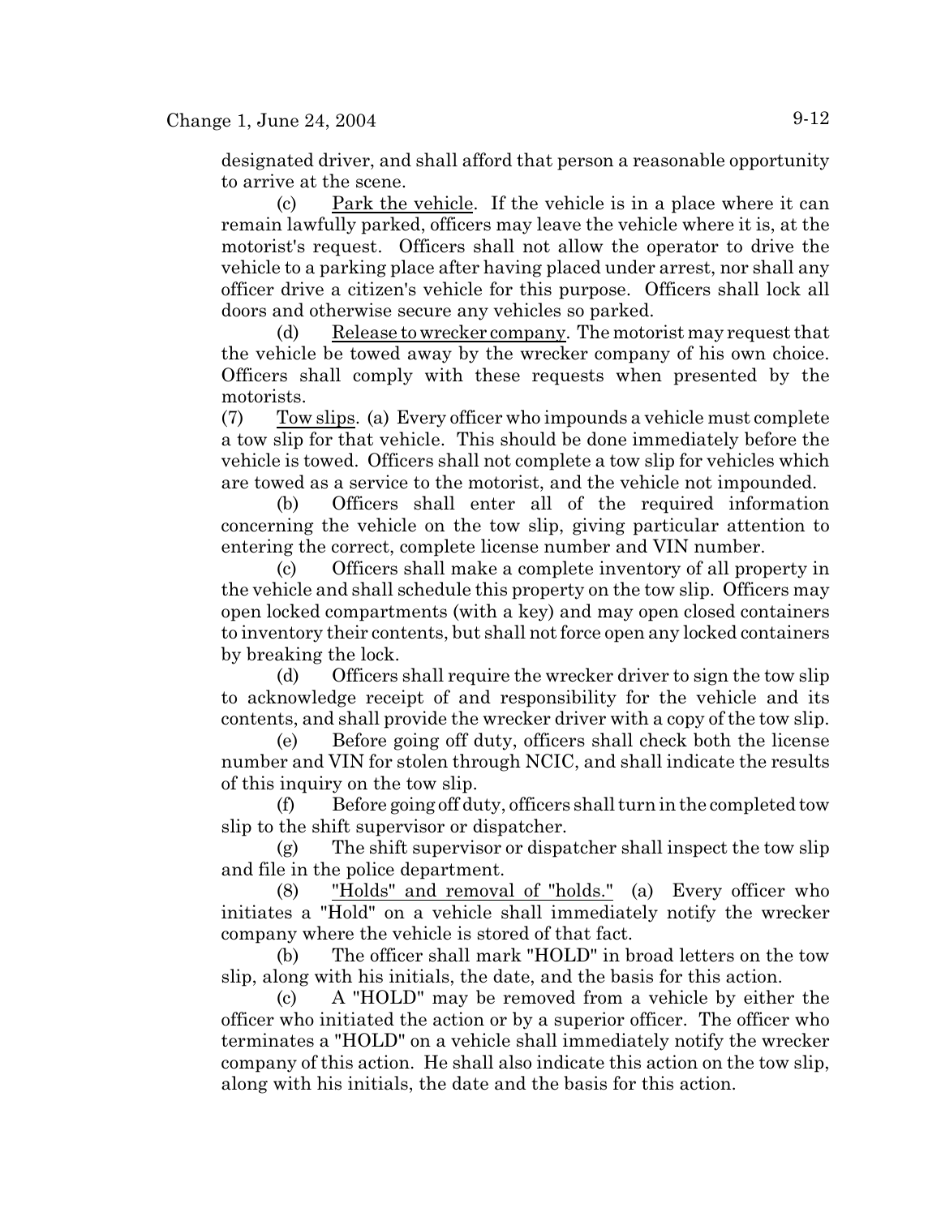designated driver, and shall afford that person a reasonable opportunity to arrive at the scene.

(c) Park the vehicle. If the vehicle is in a place where it can remain lawfully parked, officers may leave the vehicle where it is, at the motorist's request. Officers shall not allow the operator to drive the vehicle to a parking place after having placed under arrest, nor shall any officer drive a citizen's vehicle for this purpose. Officers shall lock all doors and otherwise secure any vehicles so parked.

(d) Release to wrecker company. The motorist may request that the vehicle be towed away by the wrecker company of his own choice. Officers shall comply with these requests when presented by the motorists.

(7) Tow slips. (a) Every officer who impounds a vehicle must complete a tow slip for that vehicle. This should be done immediately before the vehicle is towed. Officers shall not complete a tow slip for vehicles which are towed as a service to the motorist, and the vehicle not impounded.

(b) Officers shall enter all of the required information concerning the vehicle on the tow slip, giving particular attention to entering the correct, complete license number and VIN number.

(c) Officers shall make a complete inventory of all property in the vehicle and shall schedule this property on the tow slip. Officers may open locked compartments (with a key) and may open closed containers to inventory their contents, but shall not force open any locked containers by breaking the lock.

(d) Officers shall require the wrecker driver to sign the tow slip to acknowledge receipt of and responsibility for the vehicle and its contents, and shall provide the wrecker driver with a copy of the tow slip.

(e) Before going off duty, officers shall check both the license number and VIN for stolen through NCIC, and shall indicate the results of this inquiry on the tow slip.

(f) Before going off duty, officers shall turn in the completed tow slip to the shift supervisor or dispatcher.

(g) The shift supervisor or dispatcher shall inspect the tow slip and file in the police department.

(8) "Holds" and removal of "holds." (a) Every officer who initiates a "Hold" on a vehicle shall immediately notify the wrecker company where the vehicle is stored of that fact.

(b) The officer shall mark "HOLD" in broad letters on the tow slip, along with his initials, the date, and the basis for this action.

(c) A "HOLD" may be removed from a vehicle by either the officer who initiated the action or by a superior officer. The officer who terminates a "HOLD" on a vehicle shall immediately notify the wrecker company of this action. He shall also indicate this action on the tow slip, along with his initials, the date and the basis for this action.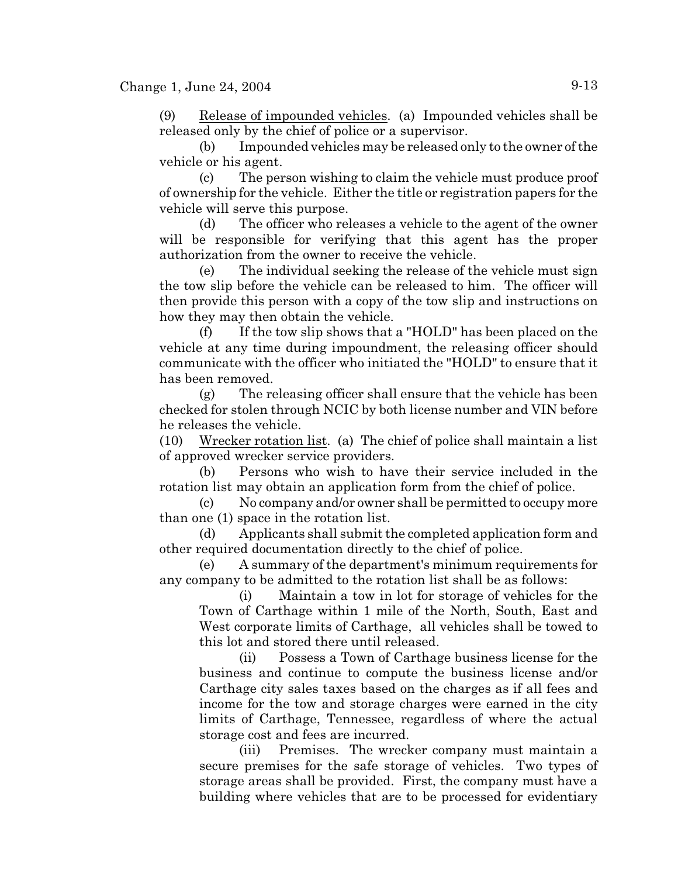(9) Release of impounded vehicles. (a) Impounded vehicles shall be released only by the chief of police or a supervisor.

(b) Impounded vehicles may be released only to the owner of the vehicle or his agent.

(c) The person wishing to claim the vehicle must produce proof of ownership for the vehicle. Either the title or registration papers for the vehicle will serve this purpose.

(d) The officer who releases a vehicle to the agent of the owner will be responsible for verifying that this agent has the proper authorization from the owner to receive the vehicle.

(e) The individual seeking the release of the vehicle must sign the tow slip before the vehicle can be released to him. The officer will then provide this person with a copy of the tow slip and instructions on how they may then obtain the vehicle.

(f) If the tow slip shows that a "HOLD" has been placed on the vehicle at any time during impoundment, the releasing officer should communicate with the officer who initiated the "HOLD" to ensure that it has been removed.

(g) The releasing officer shall ensure that the vehicle has been checked for stolen through NCIC by both license number and VIN before he releases the vehicle.

(10) Wrecker rotation list. (a) The chief of police shall maintain a list of approved wrecker service providers.

(b) Persons who wish to have their service included in the rotation list may obtain an application form from the chief of police.

(c) No company and/or owner shall be permitted to occupy more than one (1) space in the rotation list.

(d) Applicants shall submit the completed application form and other required documentation directly to the chief of police.

(e) A summary of the department's minimum requirements for any company to be admitted to the rotation list shall be as follows:

(i) Maintain a tow in lot for storage of vehicles for the Town of Carthage within 1 mile of the North, South, East and West corporate limits of Carthage, all vehicles shall be towed to this lot and stored there until released.

(ii) Possess a Town of Carthage business license for the business and continue to compute the business license and/or Carthage city sales taxes based on the charges as if all fees and income for the tow and storage charges were earned in the city limits of Carthage, Tennessee, regardless of where the actual storage cost and fees are incurred.

(iii) Premises. The wrecker company must maintain a secure premises for the safe storage of vehicles. Two types of storage areas shall be provided. First, the company must have a building where vehicles that are to be processed for evidentiary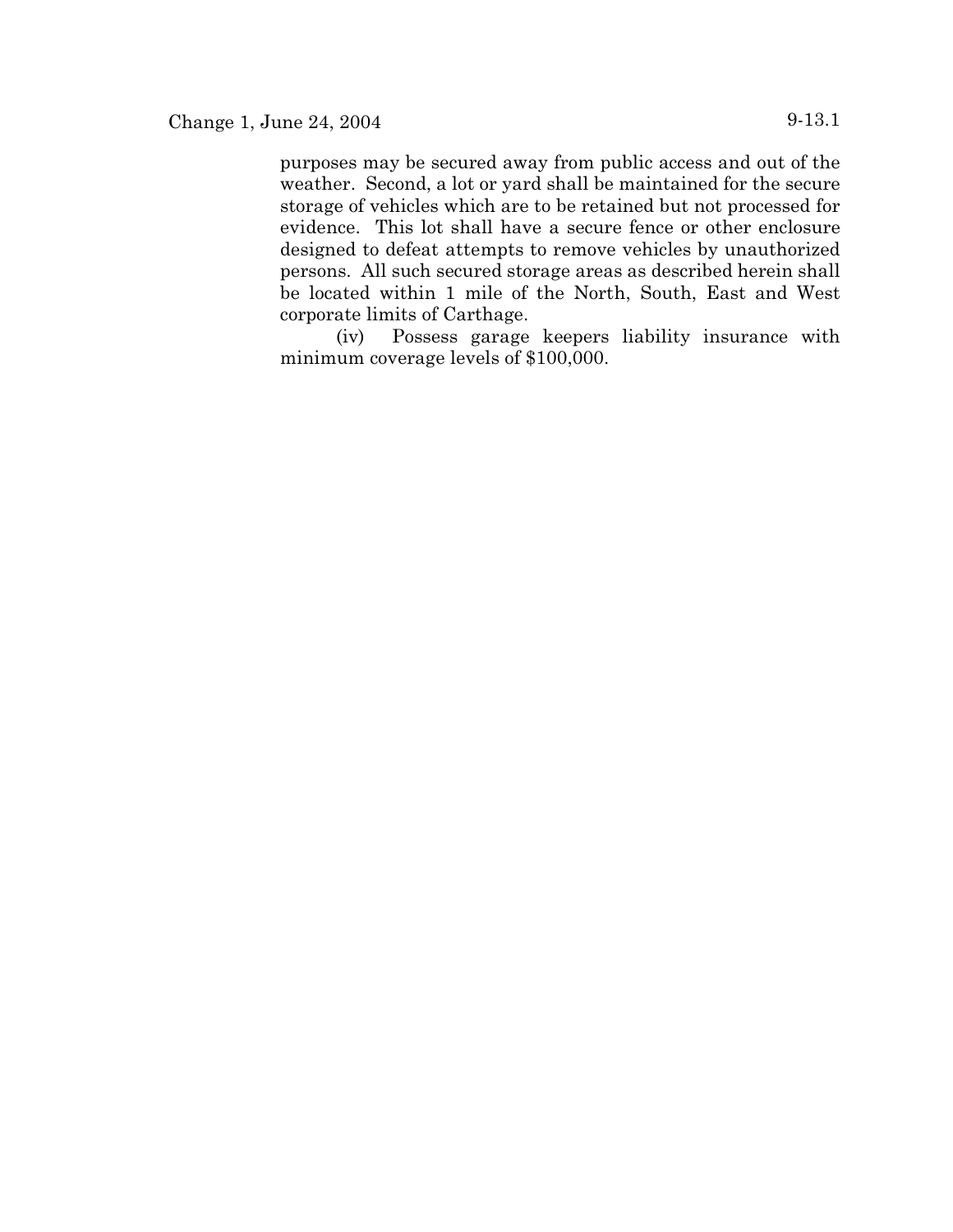purposes may be secured away from public access and out of the weather. Second, a lot or yard shall be maintained for the secure storage of vehicles which are to be retained but not processed for evidence. This lot shall have a secure fence or other enclosure designed to defeat attempts to remove vehicles by unauthorized persons. All such secured storage areas as described herein shall be located within 1 mile of the North, South, East and West corporate limits of Carthage.

(iv) Possess garage keepers liability insurance with minimum coverage levels of $100,000.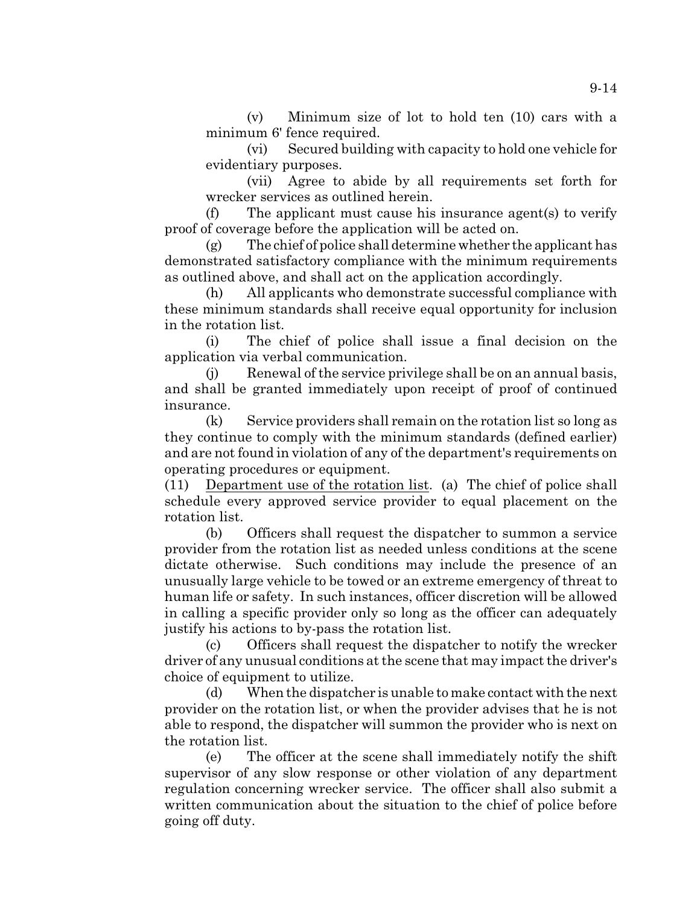(v) Minimum size of lot to hold ten (10) cars with a minimum 6' fence required.

(vi) Secured building with capacity to hold one vehicle for evidentiary purposes.

(vii) Agree to abide by all requirements set forth for wrecker services as outlined herein.

(f) The applicant must cause his insurance agent(s) to verify proof of coverage before the application will be acted on.

(g) The chief of police shall determine whether the applicant has demonstrated satisfactory compliance with the minimum requirements as outlined above, and shall act on the application accordingly.

(h) All applicants who demonstrate successful compliance with these minimum standards shall receive equal opportunity for inclusion in the rotation list.

(i) The chief of police shall issue a final decision on the application via verbal communication.

(j) Renewal of the service privilege shall be on an annual basis, and shall be granted immediately upon receipt of proof of continued insurance.

(k) Service providers shall remain on the rotation list so long as they continue to comply with the minimum standards (defined earlier) and are not found in violation of any of the department's requirements on operating procedures or equipment.

(11) Department use of the rotation list. (a) The chief of police shall schedule every approved service provider to equal placement on the rotation list.

(b) Officers shall request the dispatcher to summon a service provider from the rotation list as needed unless conditions at the scene dictate otherwise. Such conditions may include the presence of an unusually large vehicle to be towed or an extreme emergency of threat to human life or safety. In such instances, officer discretion will be allowed in calling a specific provider only so long as the officer can adequately justify his actions to by-pass the rotation list.

(c) Officers shall request the dispatcher to notify the wrecker driver of any unusual conditions at the scene that may impact the driver's choice of equipment to utilize.

(d) When the dispatcher is unable to make contact with the next provider on the rotation list, or when the provider advises that he is not able to respond, the dispatcher will summon the provider who is next on the rotation list.

(e) The officer at the scene shall immediately notify the shift supervisor of any slow response or other violation of any department regulation concerning wrecker service. The officer shall also submit a written communication about the situation to the chief of police before going off duty.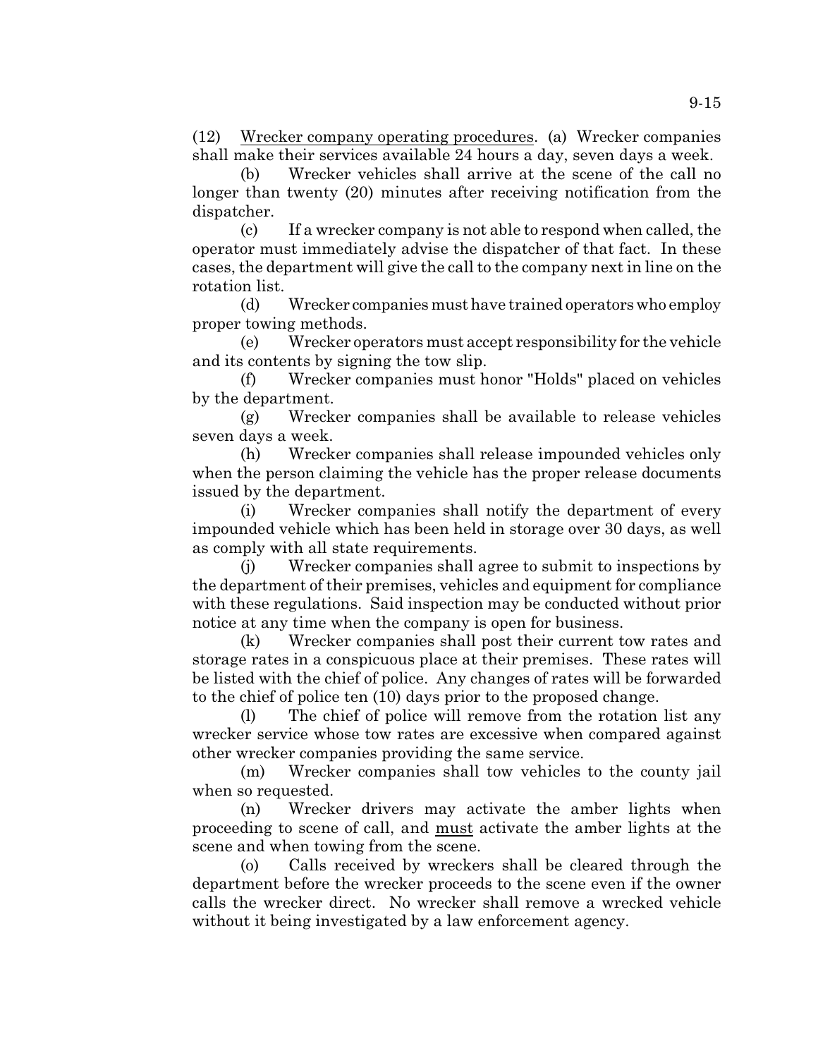(12) <u>Wrecker company operating procedures</u>. (a) Wrecker companies shall make their services available 24 hours a day, seven days a week.

(b) Wrecker vehicles shall arrive at the scene of the call no longer than twenty (20) minutes after receiving notification from the dispatcher.

(c) If a wrecker company is not able to respond when called, the operator must immediately advise the dispatcher of that fact. In these cases, the department will give the call to the company next in line on the rotation list.

(d) Wrecker companies must have trained operators who employ proper towing methods.

(e) Wrecker operators must accept responsibility for the vehicle and its contents by signing the tow slip.

(f) Wrecker companies must honor "Holds" placed on vehicles by the department.

(g) Wrecker companies shall be available to release vehicles seven days a week.

(h) Wrecker companies shall release impounded vehicles only when the person claiming the vehicle has the proper release documents issued by the department.

(i) Wrecker companies shall notify the department of every impounded vehicle which has been held in storage over 30 days, as well as comply with all state requirements.

(j) Wrecker companies shall agree to submit to inspections by the department of their premises, vehicles and equipment for compliance with these regulations. Said inspection may be conducted without prior notice at any time when the company is open for business.

(k) Wrecker companies shall post their current tow rates and storage rates in a conspicuous place at their premises. These rates will be listed with the chief of police. Any changes of rates will be forwarded to the chief of police ten (10) days prior to the proposed change.

(l) The chief of police will remove from the rotation list any wrecker service whose tow rates are excessive when compared against other wrecker companies providing the same service.

(m) Wrecker companies shall tow vehicles to the county jail when so requested.

(n) Wrecker drivers may activate the amber lights when proceeding to scene of call, and <u>must</u> activate the amber lights at the scene and when towing from the scene.

(o) Calls received by wreckers shall be cleared through the department before the wrecker proceeds to the scene even if the owner calls the wrecker direct. No wrecker shall remove a wrecked vehicle without it being investigated by a law enforcement agency.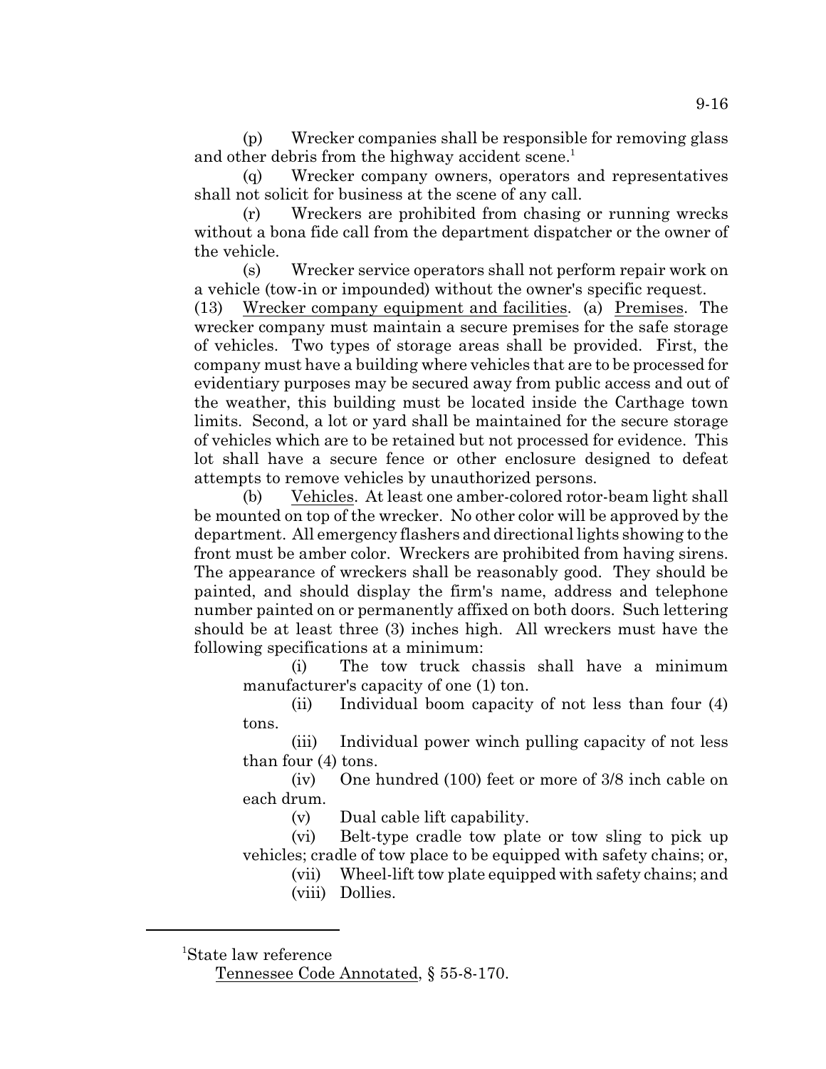(p) Wrecker companies shall be responsible for removing glass and other debris from the highway accident scene.[1]

(q) Wrecker company owners, operators and representatives shall not solicit for business at the scene of any call.

(r) Wreckers are prohibited from chasing or running wrecks without a bona fide call from the department dispatcher or the owner of the vehicle.

(s) Wrecker service operators shall not perform repair work on a vehicle (tow-in or impounded) without the owner's specific request.

(13) Wrecker company equipment and facilities. (a) Premises. The wrecker company must maintain a secure premises for the safe storage of vehicles. Two types of storage areas shall be provided. First, the company must have a building where vehicles that are to be processed for evidentiary purposes may be secured away from public access and out of the weather, this building must be located inside the Carthage town limits. Second, a lot or yard shall be maintained for the secure storage of vehicles which are to be retained but not processed for evidence. This lot shall have a secure fence or other enclosure designed to defeat attempts to remove vehicles by unauthorized persons.

(b) Vehicles. At least one amber-colored rotor-beam light shall be mounted on top of the wrecker. No other color will be approved by the department. All emergency flashers and directional lights showing to the front must be amber color. Wreckers are prohibited from having sirens. The appearance of wreckers shall be reasonably good. They should be painted, and should display the firm's name, address and telephone number painted on or permanently affixed on both doors. Such lettering should be at least three (3) inches high. All wreckers must have the following specifications at a minimum:

(i) The tow truck chassis shall have a minimum manufacturer's capacity of one (1) ton.

(ii) Individual boom capacity of not less than four (4) tons.

(iii) Individual power winch pulling capacity of not less than four (4) tons.

(iv) One hundred (100) feet or more of 3/8 inch cable on each drum.

(v) Dual cable lift capability.

(vi) Belt-type cradle tow plate or tow sling to pick up vehicles; cradle of tow place to be equipped with safety chains; or,

(vii) Wheel-lift tow plate equipped with safety chains; and

(viii) Dollies.

---

[1]State law reference

Tennessee Code Annotated, § 55-8-170.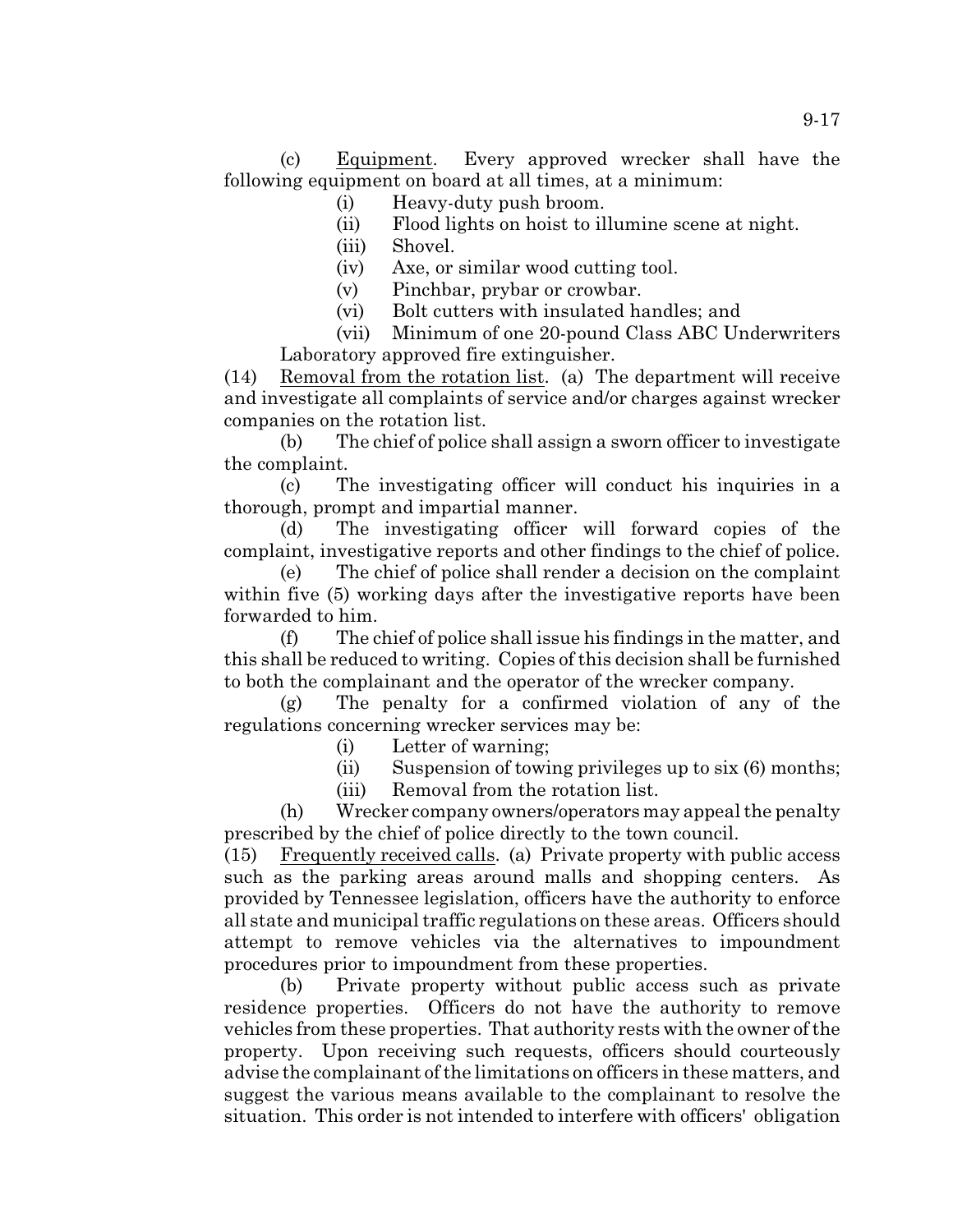(c) Equipment. Every approved wrecker shall have the following equipment on board at all times, at a minimum:

(i) Heavy-duty push broom.

(ii) Flood lights on hoist to illumine scene at night.

(iii) Shovel.

(iv) Axe, or similar wood cutting tool.

(v) Pinchbar, prybar or crowbar.

(vi) Bolt cutters with insulated handles; and

(vii) Minimum of one 20-pound Class ABC Underwriters Laboratory approved fire extinguisher.

(14) Removal from the rotation list. (a) The department will receive and investigate all complaints of service and/or charges against wrecker companies on the rotation list.

(b) The chief of police shall assign a sworn officer to investigate the complaint.

(c) The investigating officer will conduct his inquiries in a thorough, prompt and impartial manner.

(d) The investigating officer will forward copies of the complaint, investigative reports and other findings to the chief of police.

(e) The chief of police shall render a decision on the complaint within five (5) working days after the investigative reports have been forwarded to him.

(f) The chief of police shall issue his findings in the matter, and this shall be reduced to writing. Copies of this decision shall be furnished to both the complainant and the operator of the wrecker company.

(g) The penalty for a confirmed violation of any of the regulations concerning wrecker services may be:

(i) Letter of warning;

(ii) Suspension of towing privileges up to six (6) months;

(iii) Removal from the rotation list.

(h) Wrecker company owners/operators may appeal the penalty prescribed by the chief of police directly to the town council.

(15) Frequently received calls. (a) Private property with public access such as the parking areas around malls and shopping centers. As provided by Tennessee legislation, officers have the authority to enforce all state and municipal traffic regulations on these areas. Officers should attempt to remove vehicles via the alternatives to impoundment procedures prior to impoundment from these properties.

(b) Private property without public access such as private residence properties. Officers do not have the authority to remove vehicles from these properties. That authority rests with the owner of the property. Upon receiving such requests, officers should courteously advise the complainant of the limitations on officers in these matters, and suggest the various means available to the complainant to resolve the situation. This order is not intended to interfere with officers' obligation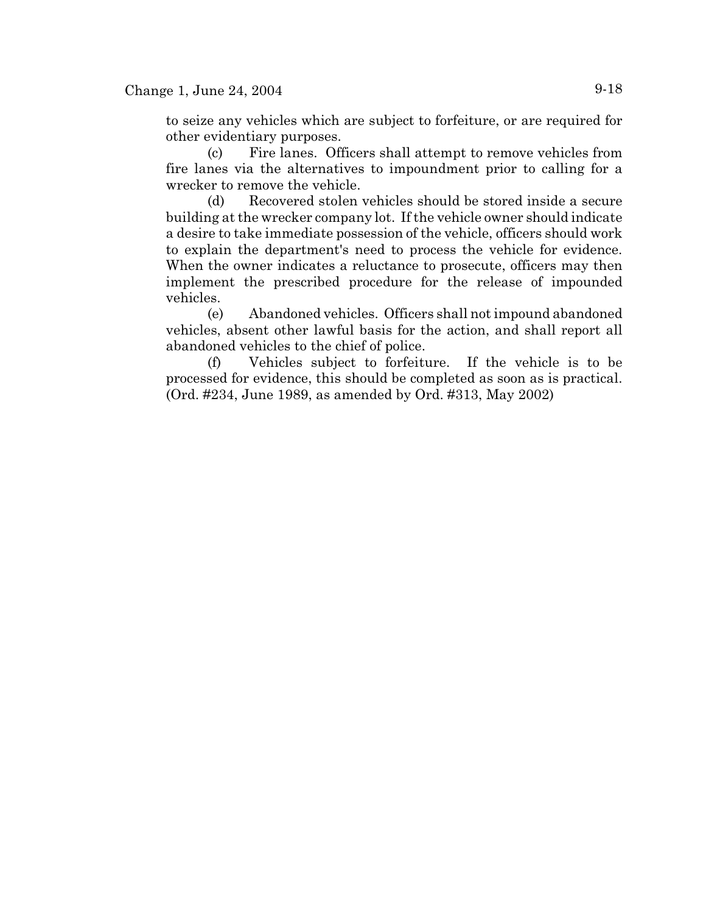to seize any vehicles which are subject to forfeiture, or are required for other evidentiary purposes.

(c) Fire lanes. Officers shall attempt to remove vehicles from fire lanes via the alternatives to impoundment prior to calling for a wrecker to remove the vehicle.

(d) Recovered stolen vehicles should be stored inside a secure building at the wrecker company lot. If the vehicle owner should indicate a desire to take immediate possession of the vehicle, officers should work to explain the department's need to process the vehicle for evidence. When the owner indicates a reluctance to prosecute, officers may then implement the prescribed procedure for the release of impounded vehicles.

(e) Abandoned vehicles. Officers shall not impound abandoned vehicles, absent other lawful basis for the action, and shall report all abandoned vehicles to the chief of police.

(f) Vehicles subject to forfeiture. If the vehicle is to be processed for evidence, this should be completed as soon as is practical. (Ord. #234, June 1989, as amended by Ord. #313, May 2002)